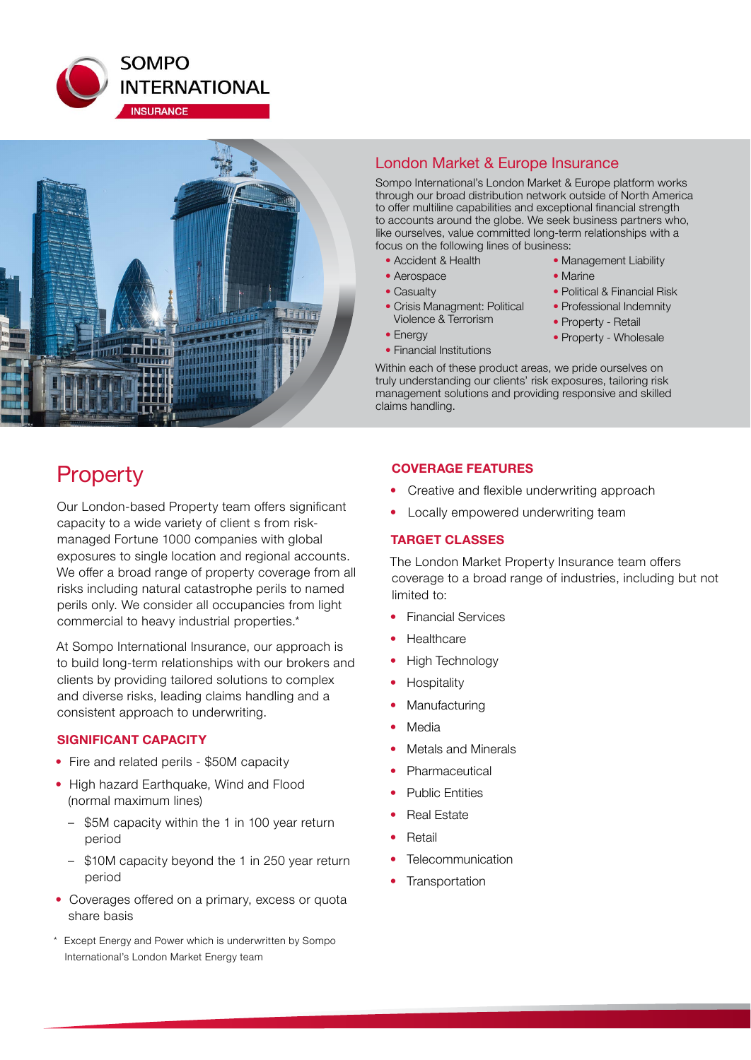SOMPO INTERNATIONAL

INSURANCE

## London Market & Europe Insurance

Sompo International's London Market & Europe platform works through our broad distribution network outside of North America to offer multiline capabilities and exceptional financial strength to accounts around the globe. We seek business partners who, like ourselves, value committed long-term relationships with a focus on the following lines of business:

- Accident & Health
- Aerospace
- Casualty
- Crisis Managment: Political Violence & Terrorism
- Energy
- Financial Institutions
- Management Liability
- Marine
- Political & Financial Risk
- Professional Indemnity
- Property - Retail
- Property - Wholesale

Within each of these product areas, we pride ourselves on truly understanding our clients' risk exposures, tailoring risk management solutions and providing responsive and skilled claims handling.

# Property

Our London-based Property team offers significant capacity to a wide variety of client s from risk-managed Fortune 1000 companies with global exposures to single location and regional accounts. We offer a broad range of property coverage from all risks including natural catastrophe perils to named perils only. We consider all occupancies from light commercial to heavy industrial properties.*

At Sompo International Insurance, our approach is to build long-term relationships with our brokers and clients by providing tailored solutions to complex and diverse risks, leading claims handling and a consistent approach to underwriting.

### SIGNIFICANT CAPACITY

- Fire and related perils - $50M capacity
- High hazard Earthquake, Wind and Flood (normal maximum lines)
  - $5M capacity within the 1 in 100 year return period
  - $10M capacity beyond the 1 in 250 year return period
- Coverages offered on a primary, excess or quota share basis

\* Except Energy and Power which is underwritten by Sompo International's London Market Energy team

### COVERAGE FEATURES

- Creative and flexible underwriting approach
- Locally empowered underwriting team

### TARGET CLASSES

The London Market Property Insurance team offers coverage to a broad range of industries, including but not limited to:

- Financial Services
- Healthcare
- High Technology
- Hospitality
- Manufacturing
- Media
- Metals and Minerals
- Pharmaceutical
- Public Entities
- Real Estate
- Retail
- Telecommunication
- Transportation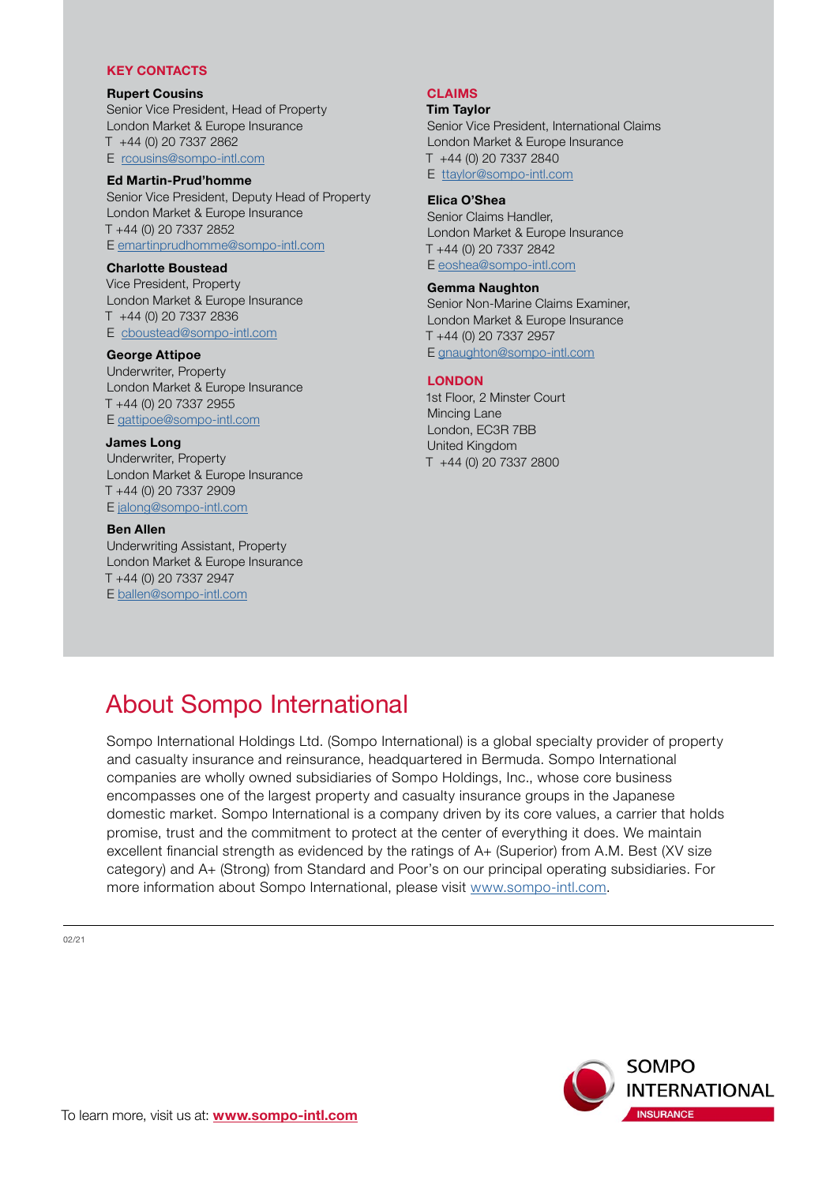## KEY CONTACTS

**Rupert Cousins**
Senior Vice President, Head of Property
London Market & Europe Insurance
T +44 (0) 20 7337 2862
E rcousins@sompo-intl.com

**Ed Martin-Prud'homme**
Senior Vice President, Deputy Head of Property
London Market & Europe Insurance
T +44 (0) 20 7337 2852
E emartinprudhomme@sompo-intl.com

**Charlotte Boustead**
Vice President, Property
London Market & Europe Insurance
T +44 (0) 20 7337 2836
E cboustead@sompo-intl.com

**George Attipoe**
Underwriter, Property
London Market & Europe Insurance
T +44 (0) 20 7337 2955
E gattipoe@sompo-intl.com

**James Long**
Underwriter, Property
London Market & Europe Insurance
T +44 (0) 20 7337 2909
E jalong@sompo-intl.com

**Ben Allen**
Underwriting Assistant, Property
London Market & Europe Insurance
T +44 (0) 20 7337 2947
E ballen@sompo-intl.com

## CLAIMS

**Tim Taylor**
Senior Vice President, International Claims
London Market & Europe Insurance
T +44 (0) 20 7337 2840
E ttaylor@sompo-intl.com

**Elica O'Shea**
Senior Claims Handler,
London Market & Europe Insurance
T +44 (0) 20 7337 2842
E eoshea@sompo-intl.com

**Gemma Naughton**
Senior Non-Marine Claims Examiner,
London Market & Europe Insurance
T +44 (0) 20 7337 2957
E gnaughton@sompo-intl.com

## LONDON

1st Floor, 2 Minster Court
Mincing Lane
London, EC3R 7BB
United Kingdom
T +44 (0) 20 7337 2800

# About Sompo International

Sompo International Holdings Ltd. (Sompo International) is a global specialty provider of property and casualty insurance and reinsurance, headquartered in Bermuda. Sompo International companies are wholly owned subsidiaries of Sompo Holdings, Inc., whose core business encompasses one of the largest property and casualty insurance groups in the Japanese domestic market. Sompo International is a company driven by its core values, a carrier that holds promise, trust and the commitment to protect at the center of everything it does. We maintain excellent financial strength as evidenced by the ratings of A+ (Superior) from A.M. Best (XV size category) and A+ (Strong) from Standard and Poor's on our principal operating subsidiaries. For more information about Sompo International, please visit www.sompo-intl.com.

02/21

To learn more, visit us at: **www.sompo-intl.com**

SOMPO INTERNATIONAL
INSURANCE